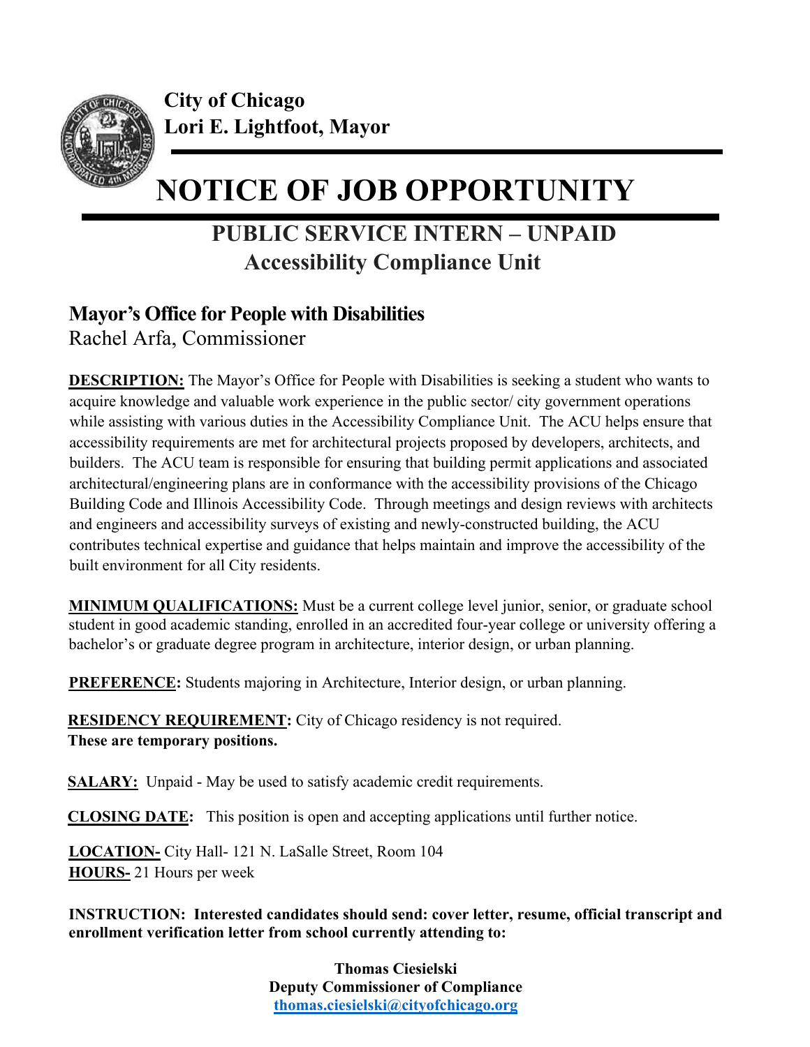**City of Chicago**
**Lori E. Lightfoot, Mayor**

# NOTICE OF JOB OPPORTUNITY

## PUBLIC SERVICE INTERN – UNPAID
## Accessibility Compliance Unit

### Mayor's Office for People with Disabilities
Rachel Arfa, Commissioner

**DESCRIPTION:** The Mayor's Office for People with Disabilities is seeking a student who wants to acquire knowledge and valuable work experience in the public sector/ city government operations while assisting with various duties in the Accessibility Compliance Unit. The ACU helps ensure that accessibility requirements are met for architectural projects proposed by developers, architects, and builders. The ACU team is responsible for ensuring that building permit applications and associated architectural/engineering plans are in conformance with the accessibility provisions of the Chicago Building Code and Illinois Accessibility Code. Through meetings and design reviews with architects and engineers and accessibility surveys of existing and newly-constructed building, the ACU contributes technical expertise and guidance that helps maintain and improve the accessibility of the built environment for all City residents.

**MINIMUM QUALIFICATIONS:** Must be a current college level junior, senior, or graduate school student in good academic standing, enrolled in an accredited four-year college or university offering a bachelor's or graduate degree program in architecture, interior design, or urban planning.

**PREFERENCE:** Students majoring in Architecture, Interior design, or urban planning.

**RESIDENCY REQUIREMENT:** City of Chicago residency is not required.
**These are temporary positions.**

**SALARY:** Unpaid - May be used to satisfy academic credit requirements.

**CLOSING DATE:** This position is open and accepting applications until further notice.

**LOCATION-** City Hall- 121 N. LaSalle Street, Room 104
**HOURS-** 21 Hours per week

**INSTRUCTION: Interested candidates should send: cover letter, resume, official transcript and enrollment verification letter from school currently attending to:**

**Thomas Ciesielski**
**Deputy Commissioner of Compliance**
**thomas.ciesielski@cityofchicago.org**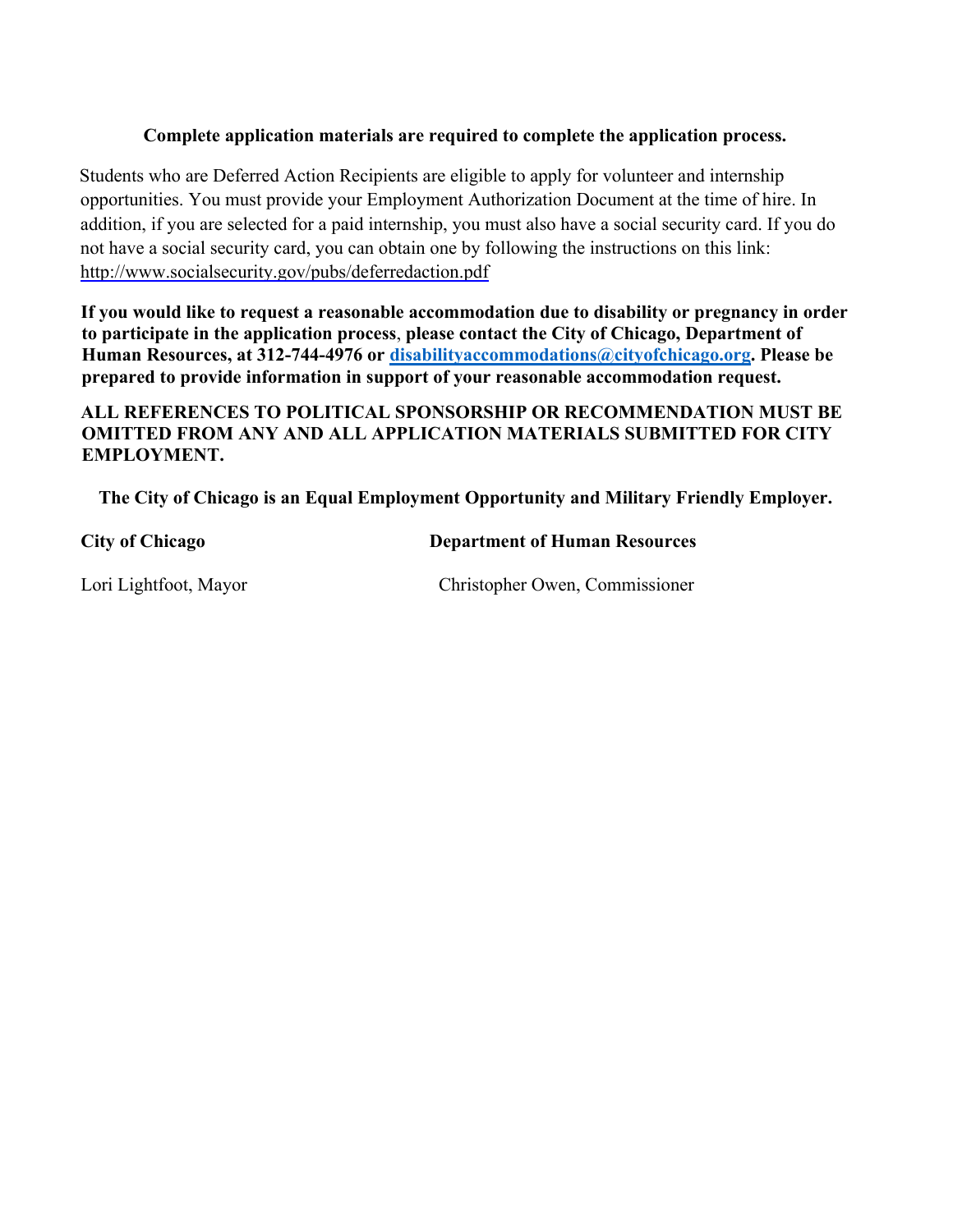**Complete application materials are required to complete the application process.**

Students who are Deferred Action Recipients are eligible to apply for volunteer and internship opportunities. You must provide your Employment Authorization Document at the time of hire. In addition, if you are selected for a paid internship, you must also have a social security card. If you do not have a social security card, you can obtain one by following the instructions on this link: http://www.socialsecurity.gov/pubs/deferredaction.pdf

**If you would like to request a reasonable accommodation due to disability or pregnancy in order to participate in the application process, please contact the City of Chicago, Department of Human Resources, at 312-744-4976 or disabilityaccommodations@cityofchicago.org. Please be prepared to provide information in support of your reasonable accommodation request.**

**ALL REFERENCES TO POLITICAL SPONSORSHIP OR RECOMMENDATION MUST BE OMITTED FROM ANY AND ALL APPLICATION MATERIALS SUBMITTED FOR CITY EMPLOYMENT.**

**The City of Chicago is an Equal Employment Opportunity and Military Friendly Employer.**

**City of Chicago**

Lori Lightfoot, Mayor

**Department of Human Resources**

Christopher Owen, Commissioner